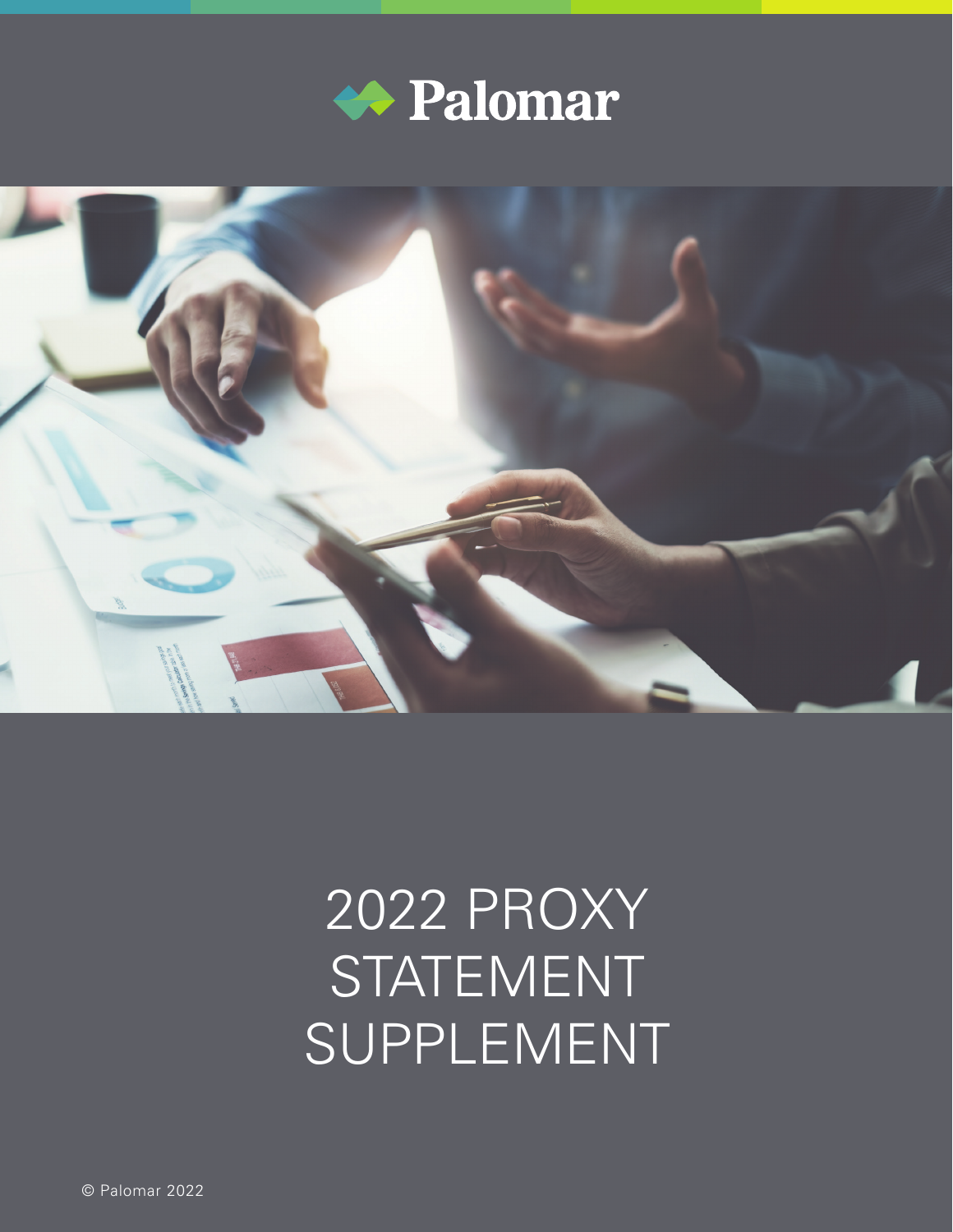Palomar

# 2022 PROXY STATEMENT SUPPLEMENT

© Palomar 2022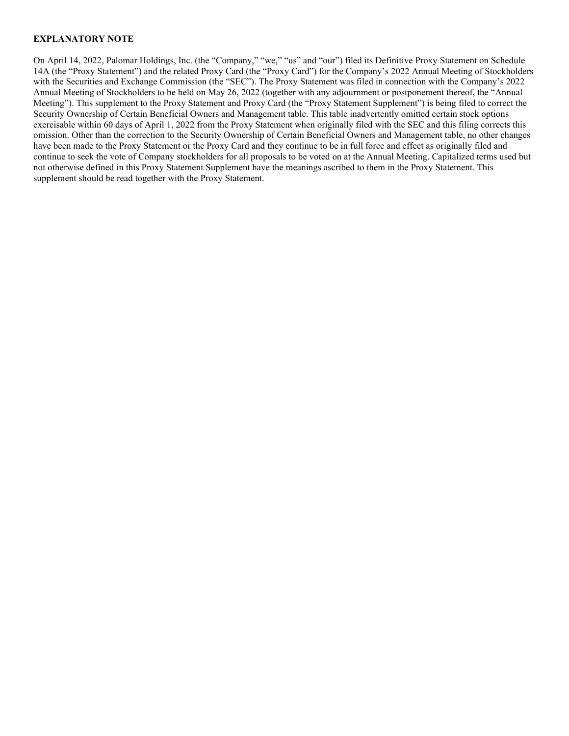**EXPLANATORY NOTE**

On April 14, 2022, Palomar Holdings, Inc. (the "Company," "we," "us" and "our") filed its Definitive Proxy Statement on Schedule 14A (the "Proxy Statement") and the related Proxy Card (the "Proxy Card") for the Company's 2022 Annual Meeting of Stockholders with the Securities and Exchange Commission (the "SEC"). The Proxy Statement was filed in connection with the Company's 2022 Annual Meeting of Stockholders to be held on May 26, 2022 (together with any adjournment or postponement thereof, the "Annual Meeting"). This supplement to the Proxy Statement and Proxy Card (the "Proxy Statement Supplement") is being filed to correct the Security Ownership of Certain Beneficial Owners and Management table. This table inadvertently omitted certain stock options exercisable within 60 days of April 1, 2022 from the Proxy Statement when originally filed with the SEC and this filing corrects this omission. Other than the correction to the Security Ownership of Certain Beneficial Owners and Management table, no other changes have been made to the Proxy Statement or the Proxy Card and they continue to be in full force and effect as originally filed and continue to seek the vote of Company stockholders for all proposals to be voted on at the Annual Meeting. Capitalized terms used but not otherwise defined in this Proxy Statement Supplement have the meanings ascribed to them in the Proxy Statement. This supplement should be read together with the Proxy Statement.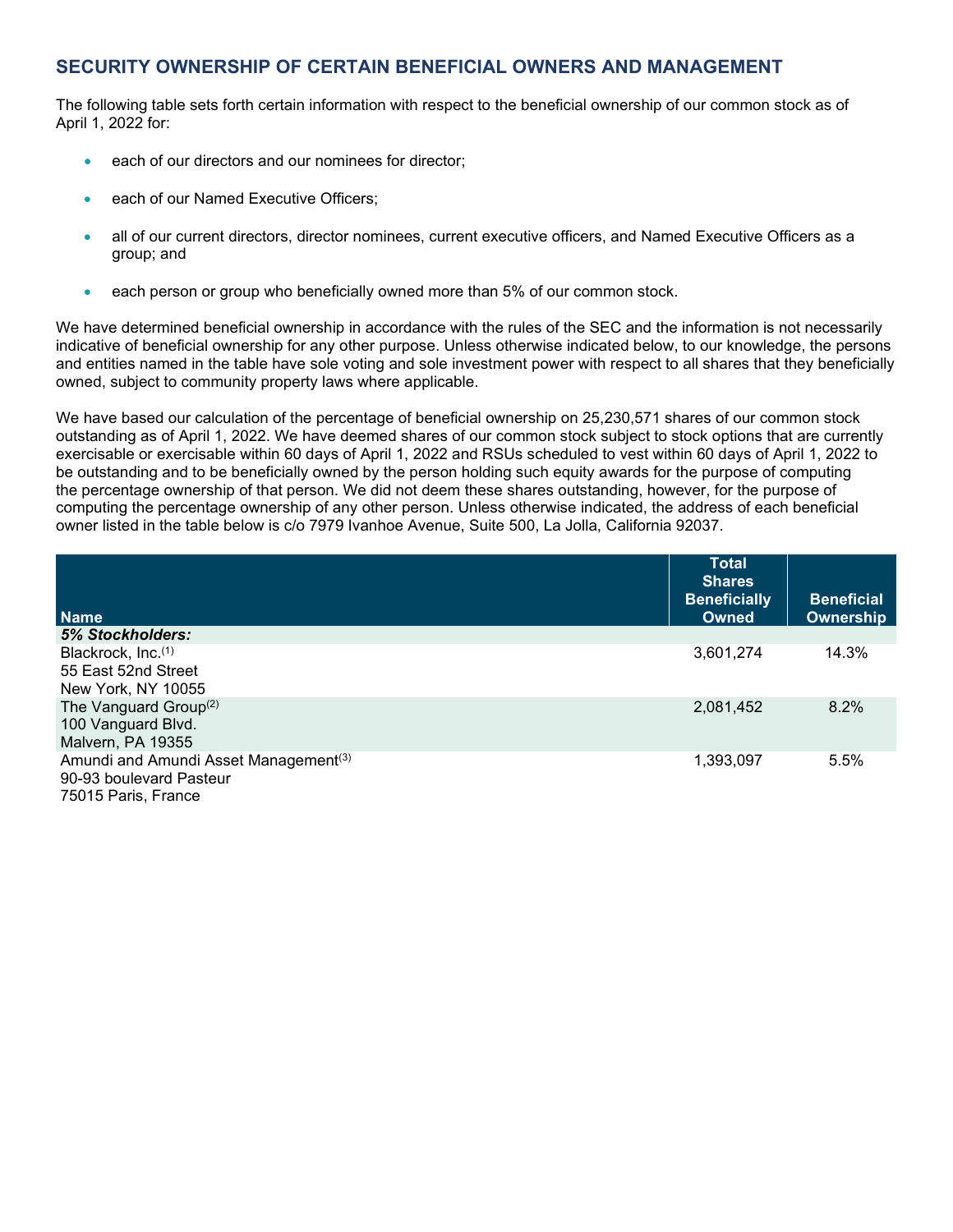## SECURITY OWNERSHIP OF CERTAIN BENEFICIAL OWNERS AND MANAGEMENT

The following table sets forth certain information with respect to the beneficial ownership of our common stock as of April 1, 2022 for:

- each of our directors and our nominees for director;
- each of our Named Executive Officers;
- all of our current directors, director nominees, current executive officers, and Named Executive Officers as a group; and
- each person or group who beneficially owned more than 5% of our common stock.

We have determined beneficial ownership in accordance with the rules of the SEC and the information is not necessarily indicative of beneficial ownership for any other purpose. Unless otherwise indicated below, to our knowledge, the persons and entities named in the table have sole voting and sole investment power with respect to all shares that they beneficially owned, subject to community property laws where applicable.

We have based our calculation of the percentage of beneficial ownership on 25,230,571 shares of our common stock outstanding as of April 1, 2022. We have deemed shares of our common stock subject to stock options that are currently exercisable or exercisable within 60 days of April 1, 2022 and RSUs scheduled to vest within 60 days of April 1, 2022 to be outstanding and to be beneficially owned by the person holding such equity awards for the purpose of computing the percentage ownership of that person. We did not deem these shares outstanding, however, for the purpose of computing the percentage ownership of any other person. Unless otherwise indicated, the address of each beneficial owner listed in the table below is c/o 7979 Ivanhoe Avenue, Suite 500, La Jolla, California 92037.

| Name | Total Shares Beneficially Owned | Beneficial Ownership |
|---|---|---|
| ***5% Stockholders:*** | | |
| Blackrock, Inc.[(1)]<br>55 East 52nd Street<br>New York, NY 10055 | 3,601,274 | 14.3% |
| The Vanguard Group[(2)]<br>100 Vanguard Blvd.<br>Malvern, PA 19355 | 2,081,452 | 8.2% |
| Amundi and Amundi Asset Management[(3)]<br>90-93 boulevard Pasteur<br>75015 Paris, France | 1,393,097 | 5.5% |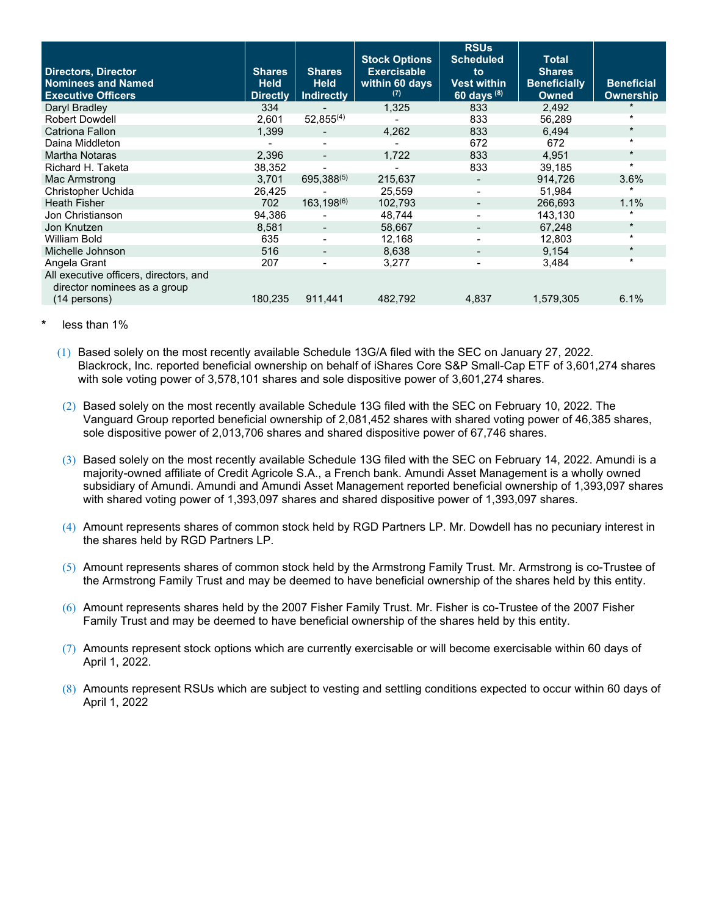| Directors, Director Nominees and Named Executive Officers | Shares Held Directly | Shares Held Indirectly | Stock Options Exercisable within 60 days [(7)] | RSUs Scheduled to Vest within 60 days [(8)] | Total Shares Beneficially Owned | Beneficial Ownership |
|---|---|---|---|---|---|---|
| Daryl Bradley | 334 | - | 1,325 | 833 | 2,492 | * |
| Robert Dowdell | 2,601 | 52,855[(4)] | - | 833 | 56,289 | * |
| Catriona Fallon | 1,399 | - | 4,262 | 833 | 6,494 | * |
| Daina Middleton | - | - | - | 672 | 672 | * |
| Martha Notaras | 2,396 | - | 1,722 | 833 | 4,951 | * |
| Richard H. Taketa | 38,352 | - | - | 833 | 39,185 | * |
| Mac Armstrong | 3,701 | 695,388[(5)] | 215,637 | - | 914,726 | 3.6% |
| Christopher Uchida | 26,425 | - | 25,559 | - | 51,984 | * |
| Heath Fisher | 702 | 163,198[(6)] | 102,793 | - | 266,693 | 1.1% |
| Jon Christianson | 94,386 | - | 48,744 | - | 143,130 | * |
| Jon Knutzen | 8,581 | - | 58,667 | - | 67,248 | * |
| William Bold | 635 | - | 12,168 | - | 12,803 | * |
| Michelle Johnson | 516 | - | 8,638 | - | 9,154 | * |
| Angela Grant | 207 | - | 3,277 | - | 3,484 | * |
| All executive officers, directors, and director nominees as a group (14 persons) | 180,235 | 911,441 | 482,792 | 4,837 | 1,579,305 | 6.1% |

\* less than 1%

(1) Based solely on the most recently available Schedule 13G/A filed with the SEC on January 27, 2022. Blackrock, Inc. reported beneficial ownership on behalf of iShares Core S&P Small-Cap ETF of 3,601,274 shares with sole voting power of 3,578,101 shares and sole dispositive power of 3,601,274 shares.

(2) Based solely on the most recently available Schedule 13G filed with the SEC on February 10, 2022. The Vanguard Group reported beneficial ownership of 2,081,452 shares with shared voting power of 46,385 shares, sole dispositive power of 2,013,706 shares and shared dispositive power of 67,746 shares.

(3) Based solely on the most recently available Schedule 13G filed with the SEC on February 14, 2022. Amundi is a majority-owned affiliate of Credit Agricole S.A., a French bank. Amundi Asset Management is a wholly owned subsidiary of Amundi. Amundi and Amundi Asset Management reported beneficial ownership of 1,393,097 shares with shared voting power of 1,393,097 shares and shared dispositive power of 1,393,097 shares.

(4) Amount represents shares of common stock held by RGD Partners LP. Mr. Dowdell has no pecuniary interest in the shares held by RGD Partners LP.

(5) Amount represents shares of common stock held by the Armstrong Family Trust. Mr. Armstrong is co-Trustee of the Armstrong Family Trust and may be deemed to have beneficial ownership of the shares held by this entity.

(6) Amount represents shares held by the 2007 Fisher Family Trust. Mr. Fisher is co-Trustee of the 2007 Fisher Family Trust and may be deemed to have beneficial ownership of the shares held by this entity.

(7) Amounts represent stock options which are currently exercisable or will become exercisable within 60 days of April 1, 2022.

(8) Amounts represent RSUs which are subject to vesting and settling conditions expected to occur within 60 days of April 1, 2022